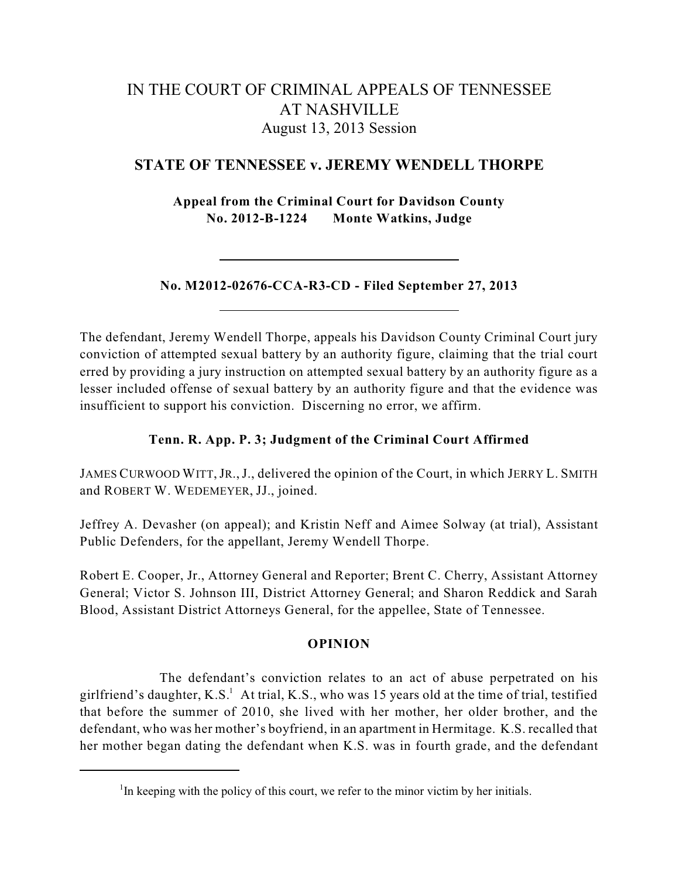# IN THE COURT OF CRIMINAL APPEALS OF TENNESSEE AT NASHVILLE

August 13, 2013 Session

## STATE OF TENNESSEE v. JEREMY WENDELL THORPE

**Appeal from the Criminal Court for Davidson County**
**No. 2012-B-1224 Monte Watkins, Judge**

---

**No. M2012-02676-CCA-R3-CD - Filed September 27, 2013**

---

The defendant, Jeremy Wendell Thorpe, appeals his Davidson County Criminal Court jury conviction of attempted sexual battery by an authority figure, claiming that the trial court erred by providing a jury instruction on attempted sexual battery by an authority figure as a lesser included offense of sexual battery by an authority figure and that the evidence was insufficient to support his conviction. Discerning no error, we affirm.

**Tenn. R. App. P. 3; Judgment of the Criminal Court Affirmed**

JAMES CURWOOD WITT, JR., J., delivered the opinion of the Court, in which JERRY L. SMITH and ROBERT W. WEDEMEYER, JJ., joined.

Jeffrey A. Devasher (on appeal); and Kristin Neff and Aimee Solway (at trial), Assistant Public Defenders, for the appellant, Jeremy Wendell Thorpe.

Robert E. Cooper, Jr., Attorney General and Reporter; Brent C. Cherry, Assistant Attorney General; Victor S. Johnson III, District Attorney General; and Sharon Reddick and Sarah Blood, Assistant District Attorneys General, for the appellee, State of Tennessee.

**OPINION**

The defendant's conviction relates to an act of abuse perpetrated on his girlfriend's daughter, K.S.[1] At trial, K.S., who was 15 years old at the time of trial, testified that before the summer of 2010, she lived with her mother, her older brother, and the defendant, who was her mother's boyfriend, in an apartment in Hermitage. K.S. recalled that her mother began dating the defendant when K.S. was in fourth grade, and the defendant

---

[1] In keeping with the policy of this court, we refer to the minor victim by her initials.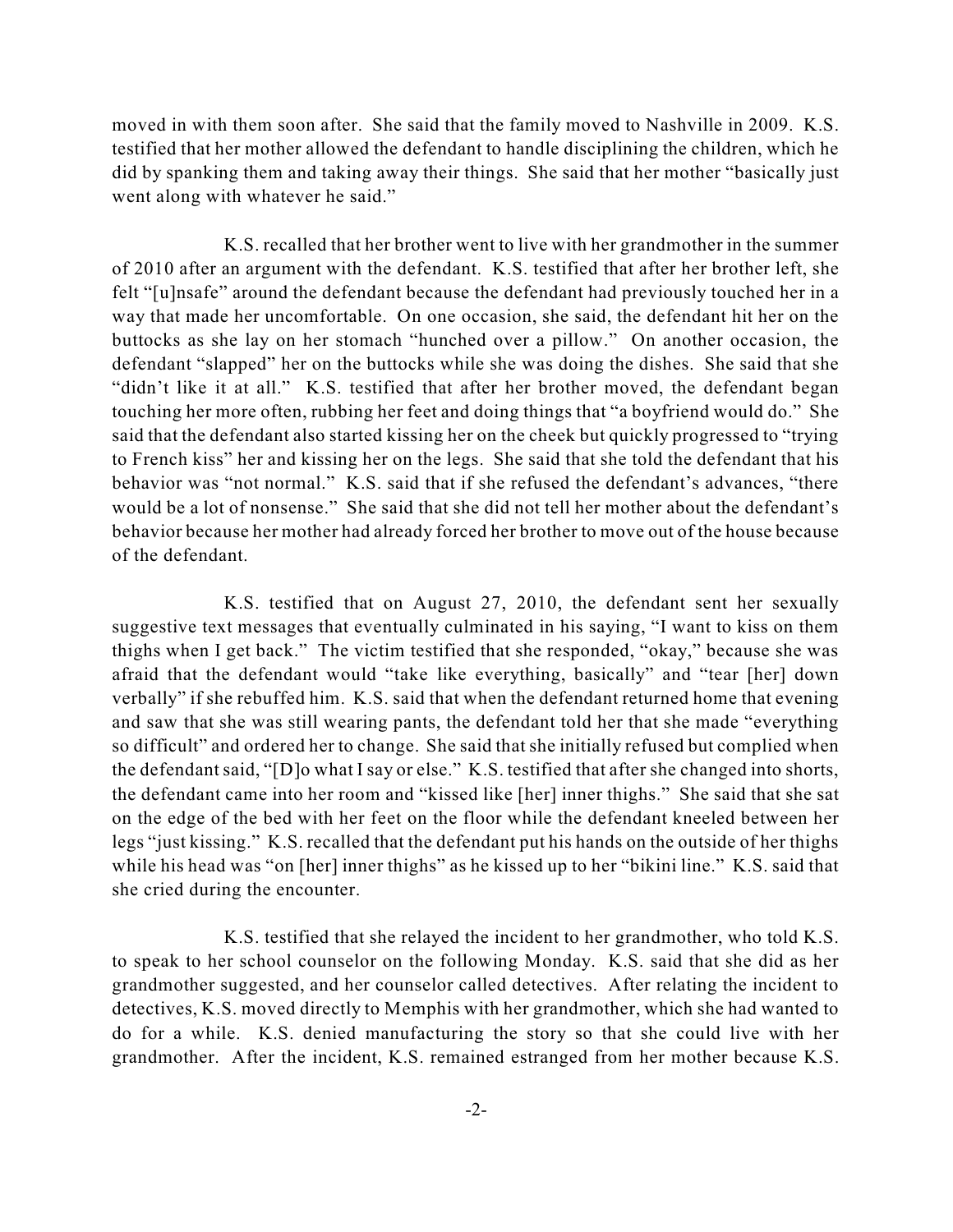moved in with them soon after. She said that the family moved to Nashville in 2009. K.S. testified that her mother allowed the defendant to handle disciplining the children, which he did by spanking them and taking away their things. She said that her mother "basically just went along with whatever he said."

K.S. recalled that her brother went to live with her grandmother in the summer of 2010 after an argument with the defendant. K.S. testified that after her brother left, she felt "[u]nsafe" around the defendant because the defendant had previously touched her in a way that made her uncomfortable. On one occasion, she said, the defendant hit her on the buttocks as she lay on her stomach "hunched over a pillow." On another occasion, the defendant "slapped" her on the buttocks while she was doing the dishes. She said that she "didn't like it at all." K.S. testified that after her brother moved, the defendant began touching her more often, rubbing her feet and doing things that "a boyfriend would do." She said that the defendant also started kissing her on the cheek but quickly progressed to "trying to French kiss" her and kissing her on the legs. She said that she told the defendant that his behavior was "not normal." K.S. said that if she refused the defendant's advances, "there would be a lot of nonsense." She said that she did not tell her mother about the defendant's behavior because her mother had already forced her brother to move out of the house because of the defendant.

K.S. testified that on August 27, 2010, the defendant sent her sexually suggestive text messages that eventually culminated in his saying, "I want to kiss on them thighs when I get back." The victim testified that she responded, "okay," because she was afraid that the defendant would "take like everything, basically" and "tear [her] down verbally" if she rebuffed him. K.S. said that when the defendant returned home that evening and saw that she was still wearing pants, the defendant told her that she made "everything so difficult" and ordered her to change. She said that she initially refused but complied when the defendant said, "[D]o what I say or else." K.S. testified that after she changed into shorts, the defendant came into her room and "kissed like [her] inner thighs." She said that she sat on the edge of the bed with her feet on the floor while the defendant kneeled between her legs "just kissing." K.S. recalled that the defendant put his hands on the outside of her thighs while his head was "on [her] inner thighs" as he kissed up to her "bikini line." K.S. said that she cried during the encounter.

K.S. testified that she relayed the incident to her grandmother, who told K.S. to speak to her school counselor on the following Monday. K.S. said that she did as her grandmother suggested, and her counselor called detectives. After relating the incident to detectives, K.S. moved directly to Memphis with her grandmother, which she had wanted to do for a while. K.S. denied manufacturing the story so that she could live with her grandmother. After the incident, K.S. remained estranged from her mother because K.S.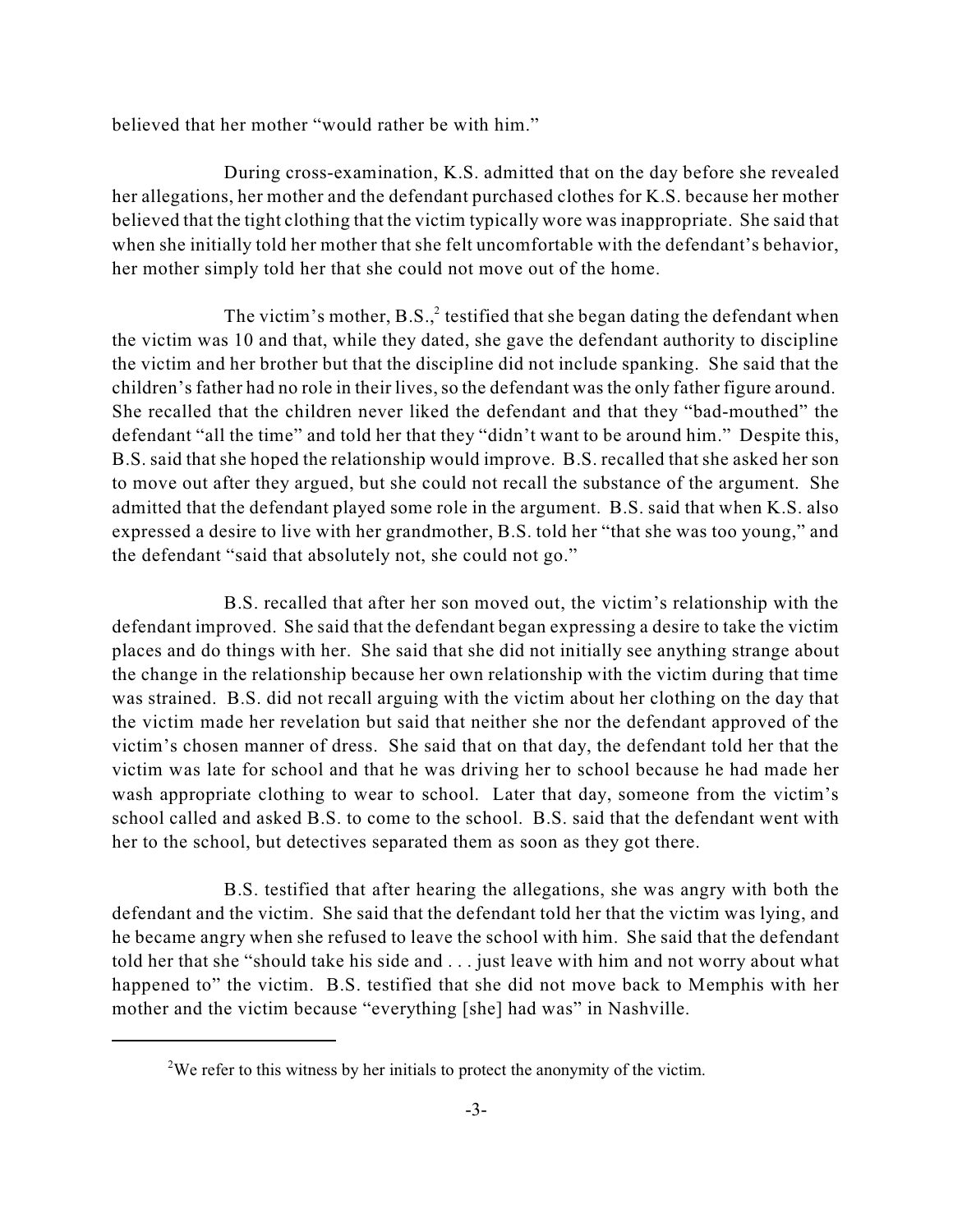believed that her mother "would rather be with him."

During cross-examination, K.S. admitted that on the day before she revealed her allegations, her mother and the defendant purchased clothes for K.S. because her mother believed that the tight clothing that the victim typically wore was inappropriate. She said that when she initially told her mother that she felt uncomfortable with the defendant's behavior, her mother simply told her that she could not move out of the home.

The victim's mother, B.S.,[2] testified that she began dating the defendant when the victim was 10 and that, while they dated, she gave the defendant authority to discipline the victim and her brother but that the discipline did not include spanking. She said that the children's father had no role in their lives, so the defendant was the only father figure around. She recalled that the children never liked the defendant and that they "bad-mouthed" the defendant "all the time" and told her that they "didn't want to be around him." Despite this, B.S. said that she hoped the relationship would improve. B.S. recalled that she asked her son to move out after they argued, but she could not recall the substance of the argument. She admitted that the defendant played some role in the argument. B.S. said that when K.S. also expressed a desire to live with her grandmother, B.S. told her "that she was too young," and the defendant "said that absolutely not, she could not go."

B.S. recalled that after her son moved out, the victim's relationship with the defendant improved. She said that the defendant began expressing a desire to take the victim places and do things with her. She said that she did not initially see anything strange about the change in the relationship because her own relationship with the victim during that time was strained. B.S. did not recall arguing with the victim about her clothing on the day that the victim made her revelation but said that neither she nor the defendant approved of the victim's chosen manner of dress. She said that on that day, the defendant told her that the victim was late for school and that he was driving her to school because he had made her wash appropriate clothing to wear to school. Later that day, someone from the victim's school called and asked B.S. to come to the school. B.S. said that the defendant went with her to the school, but detectives separated them as soon as they got there.

B.S. testified that after hearing the allegations, she was angry with both the defendant and the victim. She said that the defendant told her that the victim was lying, and he became angry when she refused to leave the school with him. She said that the defendant told her that she "should take his side and . . . just leave with him and not worry about what happened to" the victim. B.S. testified that she did not move back to Memphis with her mother and the victim because "everything [she] had was" in Nashville.

---

[2] We refer to this witness by her initials to protect the anonymity of the victim.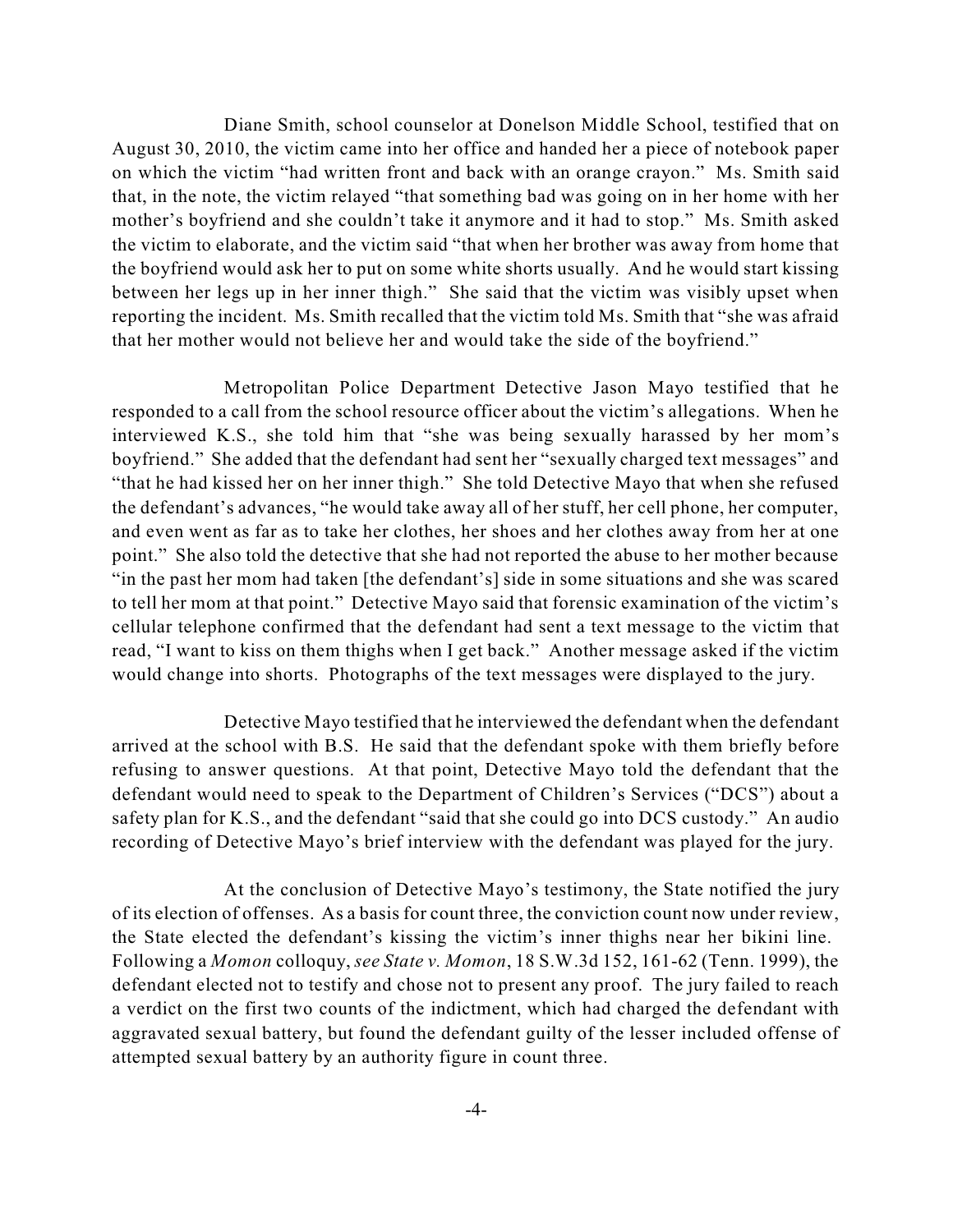Diane Smith, school counselor at Donelson Middle School, testified that on August 30, 2010, the victim came into her office and handed her a piece of notebook paper on which the victim "had written front and back with an orange crayon." Ms. Smith said that, in the note, the victim relayed "that something bad was going on in her home with her mother's boyfriend and she couldn't take it anymore and it had to stop." Ms. Smith asked the victim to elaborate, and the victim said "that when her brother was away from home that the boyfriend would ask her to put on some white shorts usually. And he would start kissing between her legs up in her inner thigh." She said that the victim was visibly upset when reporting the incident. Ms. Smith recalled that the victim told Ms. Smith that "she was afraid that her mother would not believe her and would take the side of the boyfriend."

Metropolitan Police Department Detective Jason Mayo testified that he responded to a call from the school resource officer about the victim's allegations. When he interviewed K.S., she told him that "she was being sexually harassed by her mom's boyfriend." She added that the defendant had sent her "sexually charged text messages" and "that he had kissed her on her inner thigh." She told Detective Mayo that when she refused the defendant's advances, "he would take away all of her stuff, her cell phone, her computer, and even went as far as to take her clothes, her shoes and her clothes away from her at one point." She also told the detective that she had not reported the abuse to her mother because "in the past her mom had taken [the defendant's] side in some situations and she was scared to tell her mom at that point." Detective Mayo said that forensic examination of the victim's cellular telephone confirmed that the defendant had sent a text message to the victim that read, "I want to kiss on them thighs when I get back." Another message asked if the victim would change into shorts. Photographs of the text messages were displayed to the jury.

Detective Mayo testified that he interviewed the defendant when the defendant arrived at the school with B.S. He said that the defendant spoke with them briefly before refusing to answer questions. At that point, Detective Mayo told the defendant that the defendant would need to speak to the Department of Children's Services ("DCS") about a safety plan for K.S., and the defendant "said that she could go into DCS custody." An audio recording of Detective Mayo's brief interview with the defendant was played for the jury.

At the conclusion of Detective Mayo's testimony, the State notified the jury of its election of offenses. As a basis for count three, the conviction count now under review, the State elected the defendant's kissing the victim's inner thighs near her bikini line. Following a *Momon* colloquy, *see State v. Momon*, 18 S.W.3d 152, 161-62 (Tenn. 1999), the defendant elected not to testify and chose not to present any proof. The jury failed to reach a verdict on the first two counts of the indictment, which had charged the defendant with aggravated sexual battery, but found the defendant guilty of the lesser included offense of attempted sexual battery by an authority figure in count three.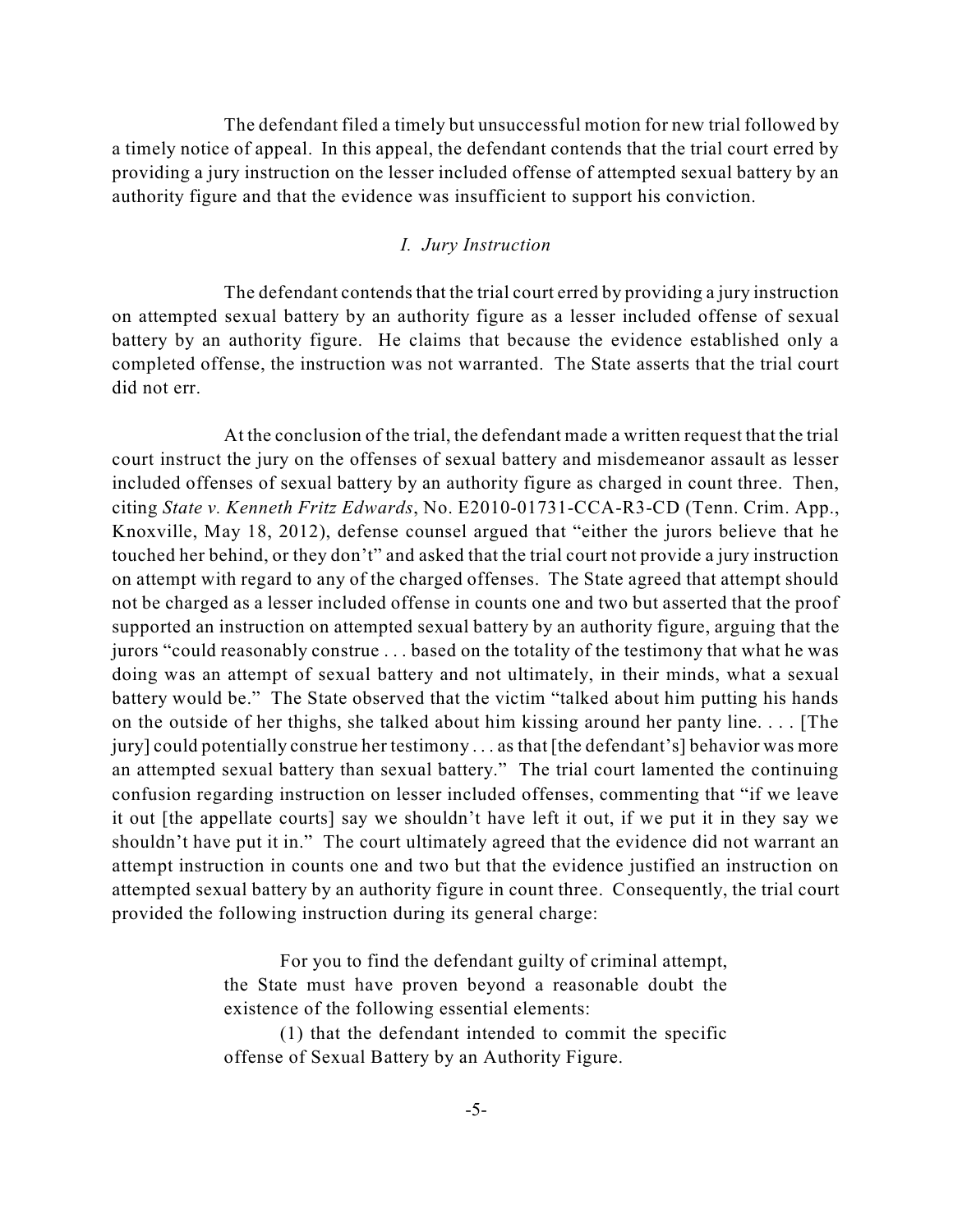The defendant filed a timely but unsuccessful motion for new trial followed by a timely notice of appeal. In this appeal, the defendant contends that the trial court erred by providing a jury instruction on the lesser included offense of attempted sexual battery by an authority figure and that the evidence was insufficient to support his conviction.

### *I. Jury Instruction*

The defendant contends that the trial court erred by providing a jury instruction on attempted sexual battery by an authority figure as a lesser included offense of sexual battery by an authority figure. He claims that because the evidence established only a completed offense, the instruction was not warranted. The State asserts that the trial court did not err.

At the conclusion of the trial, the defendant made a written request that the trial court instruct the jury on the offenses of sexual battery and misdemeanor assault as lesser included offenses of sexual battery by an authority figure as charged in count three. Then, citing *State v. Kenneth Fritz Edwards*, No. E2010-01731-CCA-R3-CD (Tenn. Crim. App., Knoxville, May 18, 2012), defense counsel argued that "either the jurors believe that he touched her behind, or they don't" and asked that the trial court not provide a jury instruction on attempt with regard to any of the charged offenses. The State agreed that attempt should not be charged as a lesser included offense in counts one and two but asserted that the proof supported an instruction on attempted sexual battery by an authority figure, arguing that the jurors "could reasonably construe . . . based on the totality of the testimony that what he was doing was an attempt of sexual battery and not ultimately, in their minds, what a sexual battery would be." The State observed that the victim "talked about him putting his hands on the outside of her thighs, she talked about him kissing around her panty line. . . . [The jury] could potentially construe her testimony . . . as that [the defendant's] behavior was more an attempted sexual battery than sexual battery." The trial court lamented the continuing confusion regarding instruction on lesser included offenses, commenting that "if we leave it out [the appellate courts] say we shouldn't have left it out, if we put it in they say we shouldn't have put it in." The court ultimately agreed that the evidence did not warrant an attempt instruction in counts one and two but that the evidence justified an instruction on attempted sexual battery by an authority figure in count three. Consequently, the trial court provided the following instruction during its general charge:

> For you to find the defendant guilty of criminal attempt, the State must have proven beyond a reasonable doubt the existence of the following essential elements:
>
> (1) that the defendant intended to commit the specific offense of Sexual Battery by an Authority Figure.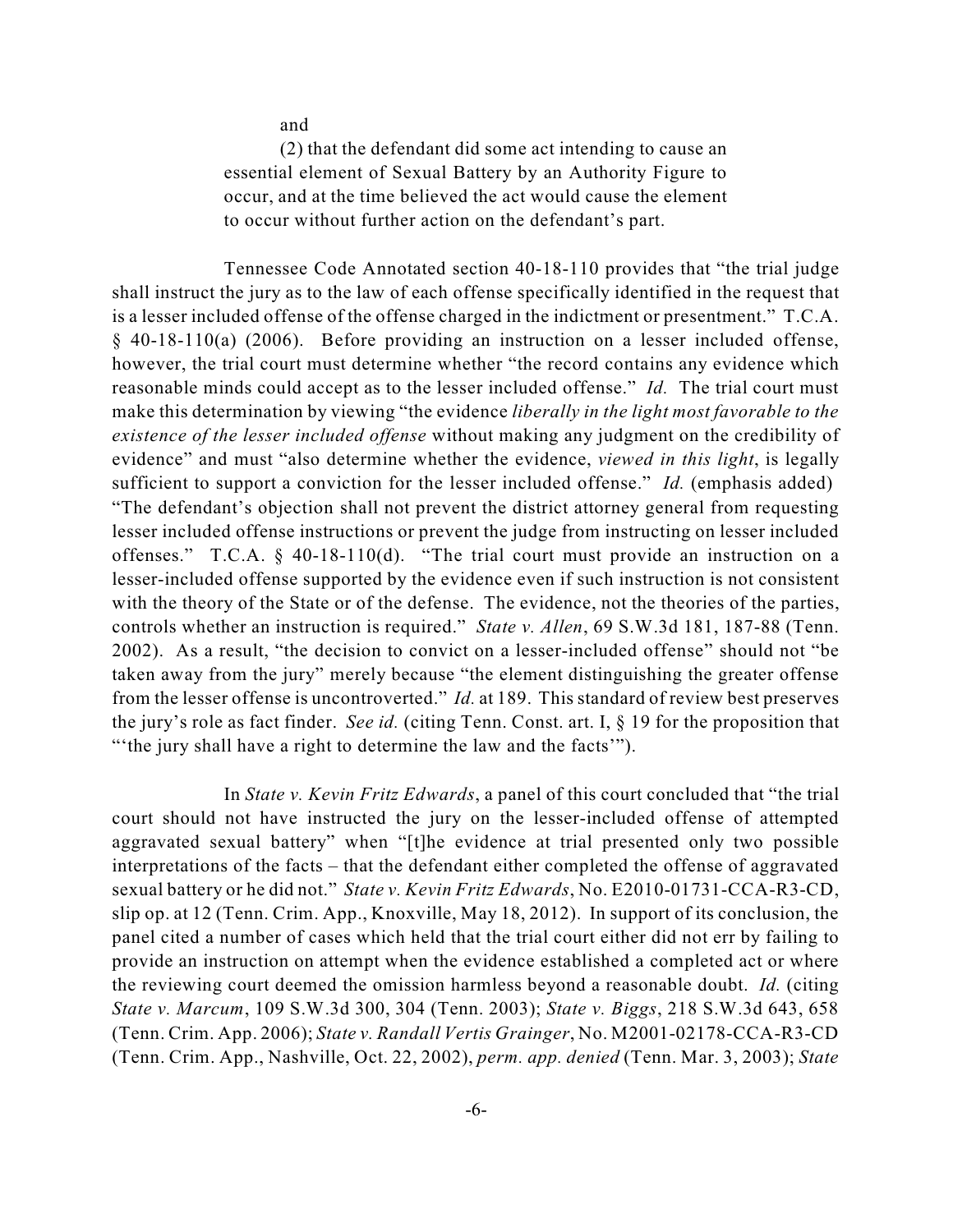> and
>
> (2) that the defendant did some act intending to cause an essential element of Sexual Battery by an Authority Figure to occur, and at the time believed the act would cause the element to occur without further action on the defendant's part.

Tennessee Code Annotated section 40-18-110 provides that "the trial judge shall instruct the jury as to the law of each offense specifically identified in the request that is a lesser included offense of the offense charged in the indictment or presentment." T.C.A. § 40-18-110(a) (2006). Before providing an instruction on a lesser included offense, however, the trial court must determine whether "the record contains any evidence which reasonable minds could accept as to the lesser included offense." *Id.* The trial court must make this determination by viewing "the evidence *liberally in the light most favorable to the existence of the lesser included offense* without making any judgment on the credibility of evidence" and must "also determine whether the evidence, *viewed in this light*, is legally sufficient to support a conviction for the lesser included offense." *Id.* (emphasis added) "The defendant's objection shall not prevent the district attorney general from requesting lesser included offense instructions or prevent the judge from instructing on lesser included offenses." T.C.A. § 40-18-110(d). "The trial court must provide an instruction on a lesser-included offense supported by the evidence even if such instruction is not consistent with the theory of the State or of the defense. The evidence, not the theories of the parties, controls whether an instruction is required." *State v. Allen*, 69 S.W.3d 181, 187-88 (Tenn. 2002). As a result, "the decision to convict on a lesser-included offense" should not "be taken away from the jury" merely because "the element distinguishing the greater offense from the lesser offense is uncontroverted." *Id.* at 189. This standard of review best preserves the jury's role as fact finder. *See id.* (citing Tenn. Const. art. I, § 19 for the proposition that "'the jury shall have a right to determine the law and the facts'").

In *State v. Kevin Fritz Edwards*, a panel of this court concluded that "the trial court should not have instructed the jury on the lesser-included offense of attempted aggravated sexual battery" when "[t]he evidence at trial presented only two possible interpretations of the facts – that the defendant either completed the offense of aggravated sexual battery or he did not." *State v. Kevin Fritz Edwards*, No. E2010-01731-CCA-R3-CD, slip op. at 12 (Tenn. Crim. App., Knoxville, May 18, 2012). In support of its conclusion, the panel cited a number of cases which held that the trial court either did not err by failing to provide an instruction on attempt when the evidence established a completed act or where the reviewing court deemed the omission harmless beyond a reasonable doubt. *Id.* (citing *State v. Marcum*, 109 S.W.3d 300, 304 (Tenn. 2003); *State v. Biggs*, 218 S.W.3d 643, 658 (Tenn. Crim. App. 2006); *State v. Randall Vertis Grainger*, No. M2001-02178-CCA-R3-CD (Tenn. Crim. App., Nashville, Oct. 22, 2002), *perm. app. denied* (Tenn. Mar. 3, 2003); *State*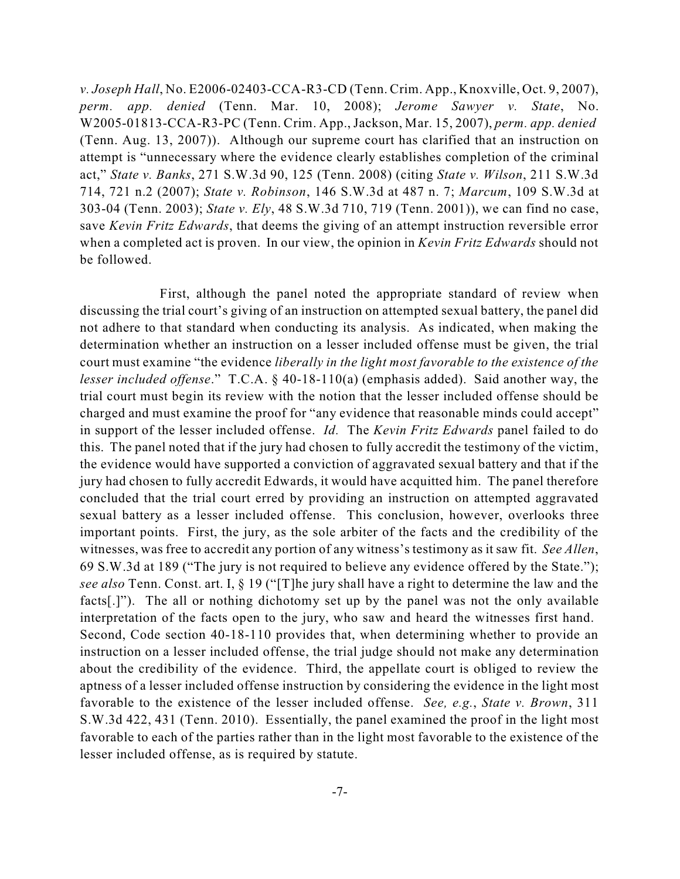*v. Joseph Hall*, No. E2006-02403-CCA-R3-CD (Tenn. Crim. App., Knoxville, Oct. 9, 2007), *perm. app. denied* (Tenn. Mar. 10, 2008); *Jerome Sawyer v. State*, No. W2005-01813-CCA-R3-PC (Tenn. Crim. App., Jackson, Mar. 15, 2007), *perm. app. denied* (Tenn. Aug. 13, 2007)). Although our supreme court has clarified that an instruction on attempt is "unnecessary where the evidence clearly establishes completion of the criminal act," *State v. Banks*, 271 S.W.3d 90, 125 (Tenn. 2008) (citing *State v. Wilson*, 211 S.W.3d 714, 721 n.2 (2007); *State v. Robinson*, 146 S.W.3d at 487 n. 7; *Marcum*, 109 S.W.3d at 303-04 (Tenn. 2003); *State v. Ely*, 48 S.W.3d 710, 719 (Tenn. 2001)), we can find no case, save *Kevin Fritz Edwards*, that deems the giving of an attempt instruction reversible error when a completed act is proven. In our view, the opinion in *Kevin Fritz Edwards* should not be followed.

First, although the panel noted the appropriate standard of review when discussing the trial court's giving of an instruction on attempted sexual battery, the panel did not adhere to that standard when conducting its analysis. As indicated, when making the determination whether an instruction on a lesser included offense must be given, the trial court must examine "the evidence *liberally in the light most favorable to the existence of the lesser included offense*." T.C.A. § 40-18-110(a) (emphasis added). Said another way, the trial court must begin its review with the notion that the lesser included offense should be charged and must examine the proof for "any evidence that reasonable minds could accept" in support of the lesser included offense. *Id.* The *Kevin Fritz Edwards* panel failed to do this. The panel noted that if the jury had chosen to fully accredit the testimony of the victim, the evidence would have supported a conviction of aggravated sexual battery and that if the jury had chosen to fully accredit Edwards, it would have acquitted him. The panel therefore concluded that the trial court erred by providing an instruction on attempted aggravated sexual battery as a lesser included offense. This conclusion, however, overlooks three important points. First, the jury, as the sole arbiter of the facts and the credibility of the witnesses, was free to accredit any portion of any witness's testimony as it saw fit. *See Allen*, 69 S.W.3d at 189 ("The jury is not required to believe any evidence offered by the State."); *see also* Tenn. Const. art. I, § 19 ("[T]he jury shall have a right to determine the law and the facts[.]"). The all or nothing dichotomy set up by the panel was not the only available interpretation of the facts open to the jury, who saw and heard the witnesses first hand. Second, Code section 40-18-110 provides that, when determining whether to provide an instruction on a lesser included offense, the trial judge should not make any determination about the credibility of the evidence. Third, the appellate court is obliged to review the aptness of a lesser included offense instruction by considering the evidence in the light most favorable to the existence of the lesser included offense. *See, e.g.*, *State v. Brown*, 311 S.W.3d 422, 431 (Tenn. 2010). Essentially, the panel examined the proof in the light most favorable to each of the parties rather than in the light most favorable to the existence of the lesser included offense, as is required by statute.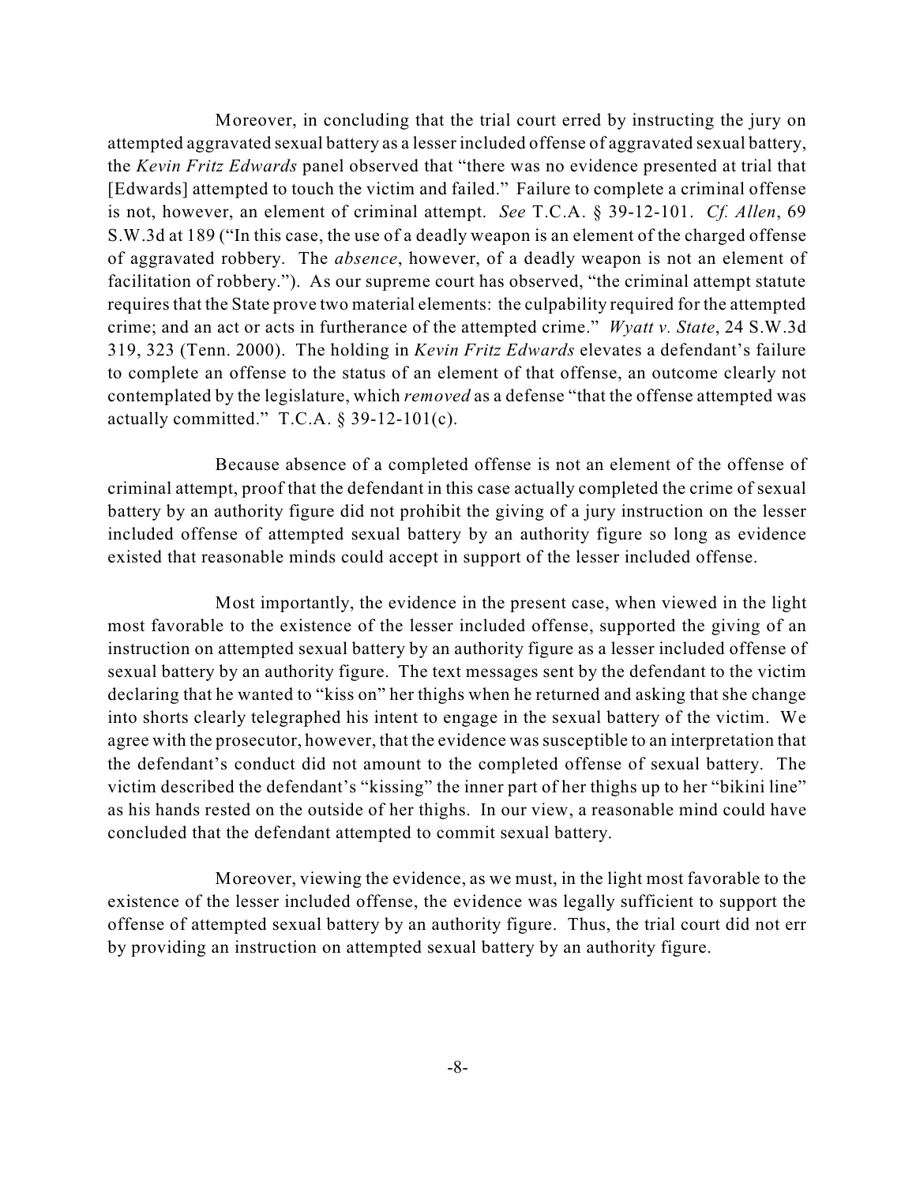Moreover, in concluding that the trial court erred by instructing the jury on attempted aggravated sexual battery as a lesser included offense of aggravated sexual battery, the *Kevin Fritz Edwards* panel observed that "there was no evidence presented at trial that [Edwards] attempted to touch the victim and failed." Failure to complete a criminal offense is not, however, an element of criminal attempt. *See* T.C.A. § 39-12-101. *Cf. Allen*, 69 S.W.3d at 189 ("In this case, the use of a deadly weapon is an element of the charged offense of aggravated robbery. The *absence*, however, of a deadly weapon is not an element of facilitation of robbery."). As our supreme court has observed, "the criminal attempt statute requires that the State prove two material elements: the culpability required for the attempted crime; and an act or acts in furtherance of the attempted crime." *Wyatt v. State*, 24 S.W.3d 319, 323 (Tenn. 2000). The holding in *Kevin Fritz Edwards* elevates a defendant's failure to complete an offense to the status of an element of that offense, an outcome clearly not contemplated by the legislature, which *removed* as a defense "that the offense attempted was actually committed." T.C.A. § 39-12-101(c).

Because absence of a completed offense is not an element of the offense of criminal attempt, proof that the defendant in this case actually completed the crime of sexual battery by an authority figure did not prohibit the giving of a jury instruction on the lesser included offense of attempted sexual battery by an authority figure so long as evidence existed that reasonable minds could accept in support of the lesser included offense.

Most importantly, the evidence in the present case, when viewed in the light most favorable to the existence of the lesser included offense, supported the giving of an instruction on attempted sexual battery by an authority figure as a lesser included offense of sexual battery by an authority figure. The text messages sent by the defendant to the victim declaring that he wanted to "kiss on" her thighs when he returned and asking that she change into shorts clearly telegraphed his intent to engage in the sexual battery of the victim. We agree with the prosecutor, however, that the evidence was susceptible to an interpretation that the defendant's conduct did not amount to the completed offense of sexual battery. The victim described the defendant's "kissing" the inner part of her thighs up to her "bikini line" as his hands rested on the outside of her thighs. In our view, a reasonable mind could have concluded that the defendant attempted to commit sexual battery.

Moreover, viewing the evidence, as we must, in the light most favorable to the existence of the lesser included offense, the evidence was legally sufficient to support the offense of attempted sexual battery by an authority figure. Thus, the trial court did not err by providing an instruction on attempted sexual battery by an authority figure.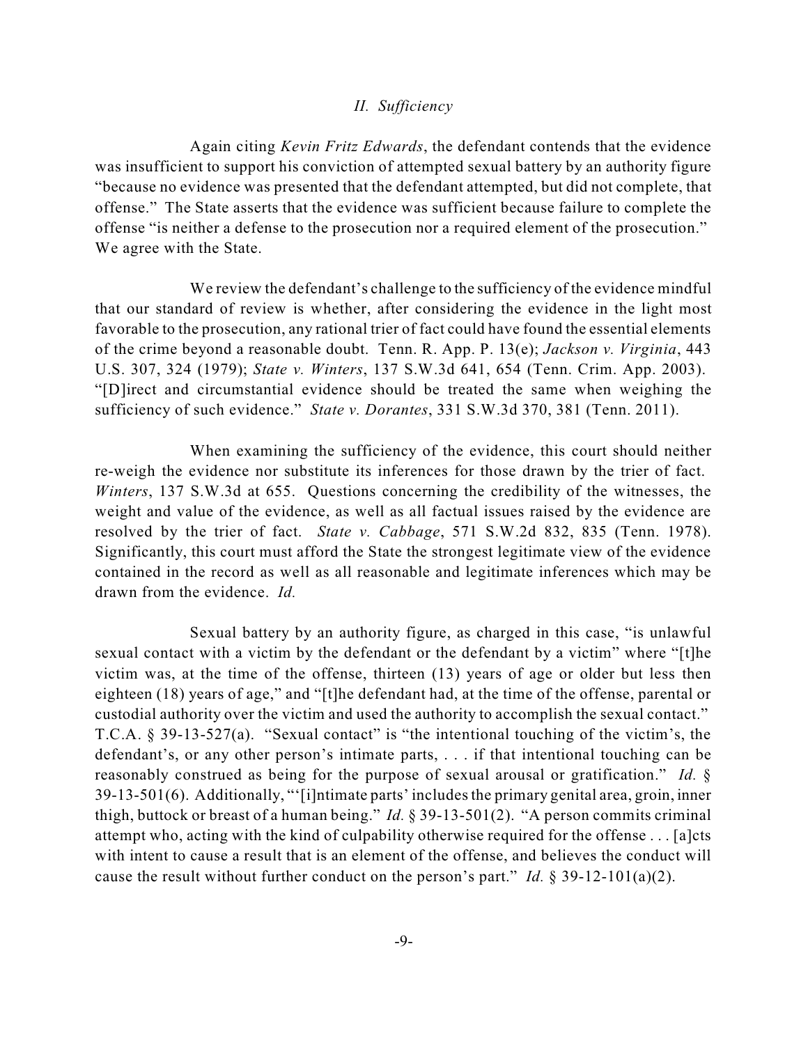## *II. Sufficiency*

Again citing *Kevin Fritz Edwards*, the defendant contends that the evidence was insufficient to support his conviction of attempted sexual battery by an authority figure "because no evidence was presented that the defendant attempted, but did not complete, that offense." The State asserts that the evidence was sufficient because failure to complete the offense "is neither a defense to the prosecution nor a required element of the prosecution." We agree with the State.

We review the defendant's challenge to the sufficiency of the evidence mindful that our standard of review is whether, after considering the evidence in the light most favorable to the prosecution, any rational trier of fact could have found the essential elements of the crime beyond a reasonable doubt. Tenn. R. App. P. 13(e); *Jackson v. Virginia*, 443 U.S. 307, 324 (1979); *State v. Winters*, 137 S.W.3d 641, 654 (Tenn. Crim. App. 2003). "[D]irect and circumstantial evidence should be treated the same when weighing the sufficiency of such evidence." *State v. Dorantes*, 331 S.W.3d 370, 381 (Tenn. 2011).

When examining the sufficiency of the evidence, this court should neither re-weigh the evidence nor substitute its inferences for those drawn by the trier of fact. *Winters*, 137 S.W.3d at 655. Questions concerning the credibility of the witnesses, the weight and value of the evidence, as well as all factual issues raised by the evidence are resolved by the trier of fact. *State v. Cabbage*, 571 S.W.2d 832, 835 (Tenn. 1978). Significantly, this court must afford the State the strongest legitimate view of the evidence contained in the record as well as all reasonable and legitimate inferences which may be drawn from the evidence. *Id.*

Sexual battery by an authority figure, as charged in this case, "is unlawful sexual contact with a victim by the defendant or the defendant by a victim" where "[t]he victim was, at the time of the offense, thirteen (13) years of age or older but less then eighteen (18) years of age," and "[t]he defendant had, at the time of the offense, parental or custodial authority over the victim and used the authority to accomplish the sexual contact." T.C.A. § 39-13-527(a). "Sexual contact" is "the intentional touching of the victim's, the defendant's, or any other person's intimate parts, . . . if that intentional touching can be reasonably construed as being for the purpose of sexual arousal or gratification." *Id.* § 39-13-501(6). Additionally, "'[i]ntimate parts' includes the primary genital area, groin, inner thigh, buttock or breast of a human being." *Id.* § 39-13-501(2). "A person commits criminal attempt who, acting with the kind of culpability otherwise required for the offense . . . [a]cts with intent to cause a result that is an element of the offense, and believes the conduct will cause the result without further conduct on the person's part." *Id.* § 39-12-101(a)(2).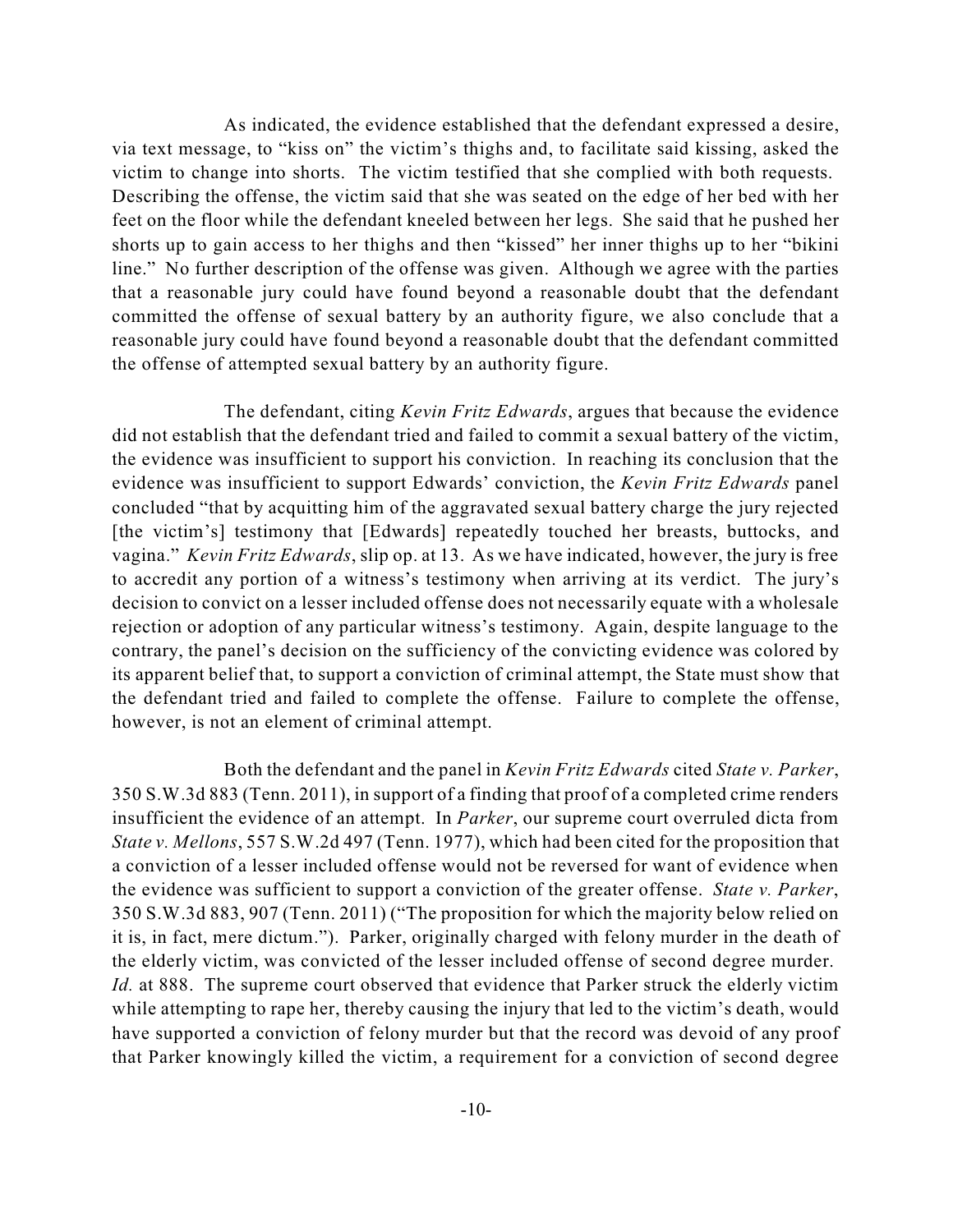As indicated, the evidence established that the defendant expressed a desire, via text message, to "kiss on" the victim's thighs and, to facilitate said kissing, asked the victim to change into shorts. The victim testified that she complied with both requests. Describing the offense, the victim said that she was seated on the edge of her bed with her feet on the floor while the defendant kneeled between her legs. She said that he pushed her shorts up to gain access to her thighs and then "kissed" her inner thighs up to her "bikini line." No further description of the offense was given. Although we agree with the parties that a reasonable jury could have found beyond a reasonable doubt that the defendant committed the offense of sexual battery by an authority figure, we also conclude that a reasonable jury could have found beyond a reasonable doubt that the defendant committed the offense of attempted sexual battery by an authority figure.

The defendant, citing *Kevin Fritz Edwards*, argues that because the evidence did not establish that the defendant tried and failed to commit a sexual battery of the victim, the evidence was insufficient to support his conviction. In reaching its conclusion that the evidence was insufficient to support Edwards' conviction, the *Kevin Fritz Edwards* panel concluded "that by acquitting him of the aggravated sexual battery charge the jury rejected [the victim's] testimony that [Edwards] repeatedly touched her breasts, buttocks, and vagina." *Kevin Fritz Edwards*, slip op. at 13. As we have indicated, however, the jury is free to accredit any portion of a witness's testimony when arriving at its verdict. The jury's decision to convict on a lesser included offense does not necessarily equate with a wholesale rejection or adoption of any particular witness's testimony. Again, despite language to the contrary, the panel's decision on the sufficiency of the convicting evidence was colored by its apparent belief that, to support a conviction of criminal attempt, the State must show that the defendant tried and failed to complete the offense. Failure to complete the offense, however, is not an element of criminal attempt.

Both the defendant and the panel in *Kevin Fritz Edwards* cited *State v. Parker*, 350 S.W.3d 883 (Tenn. 2011), in support of a finding that proof of a completed crime renders insufficient the evidence of an attempt. In *Parker*, our supreme court overruled dicta from *State v. Mellons*, 557 S.W.2d 497 (Tenn. 1977), which had been cited for the proposition that a conviction of a lesser included offense would not be reversed for want of evidence when the evidence was sufficient to support a conviction of the greater offense. *State v. Parker*, 350 S.W.3d 883, 907 (Tenn. 2011) ("The proposition for which the majority below relied on it is, in fact, mere dictum."). Parker, originally charged with felony murder in the death of the elderly victim, was convicted of the lesser included offense of second degree murder. *Id.* at 888. The supreme court observed that evidence that Parker struck the elderly victim while attempting to rape her, thereby causing the injury that led to the victim's death, would have supported a conviction of felony murder but that the record was devoid of any proof that Parker knowingly killed the victim, a requirement for a conviction of second degree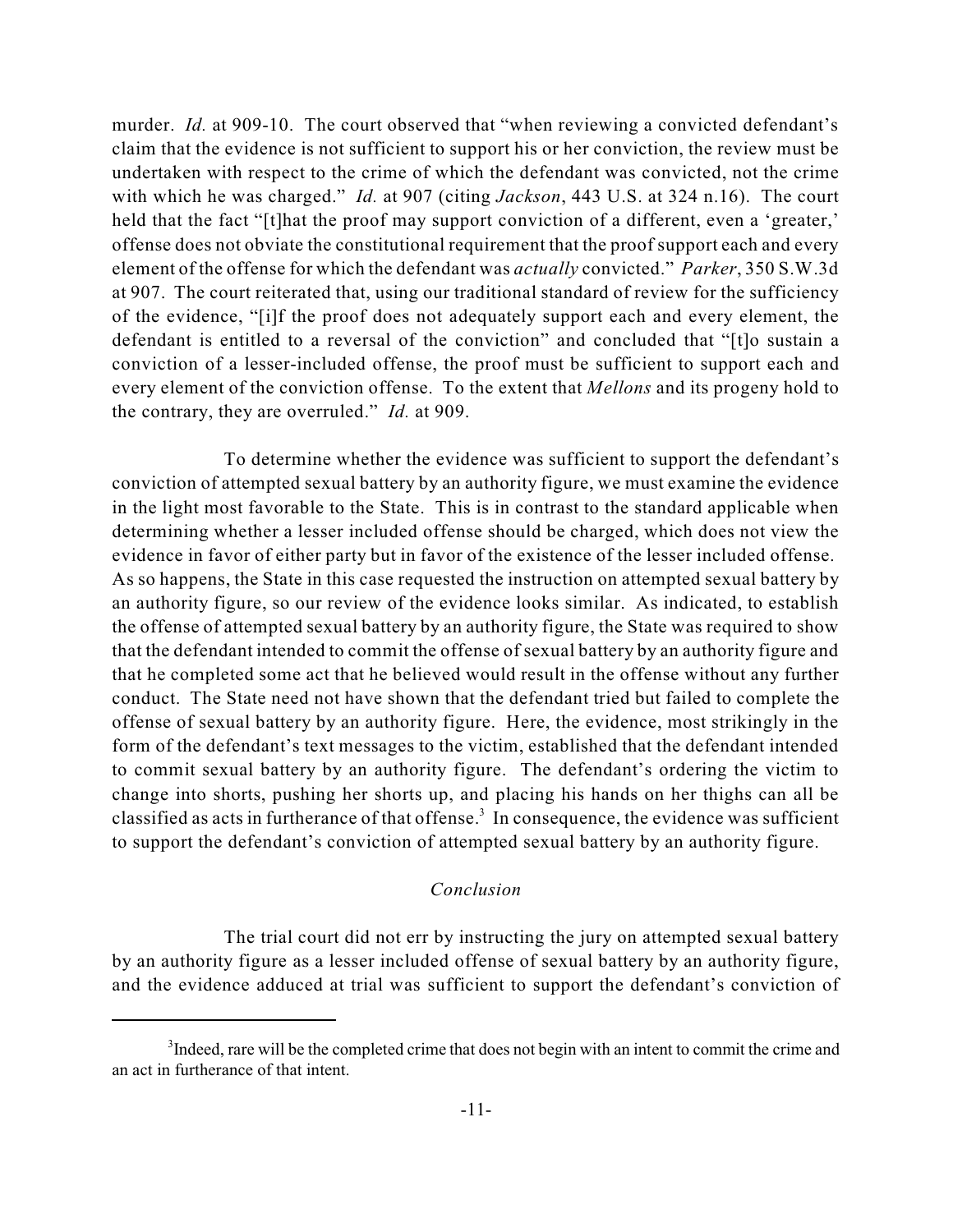murder. *Id.* at 909-10. The court observed that "when reviewing a convicted defendant's claim that the evidence is not sufficient to support his or her conviction, the review must be undertaken with respect to the crime of which the defendant was convicted, not the crime with which he was charged." *Id.* at 907 (citing *Jackson*, 443 U.S. at 324 n.16). The court held that the fact "[t]hat the proof may support conviction of a different, even a 'greater,' offense does not obviate the constitutional requirement that the proof support each and every element of the offense for which the defendant was *actually* convicted." *Parker*, 350 S.W.3d at 907. The court reiterated that, using our traditional standard of review for the sufficiency of the evidence, "[i]f the proof does not adequately support each and every element, the defendant is entitled to a reversal of the conviction" and concluded that "[t]o sustain a conviction of a lesser-included offense, the proof must be sufficient to support each and every element of the conviction offense. To the extent that *Mellons* and its progeny hold to the contrary, they are overruled." *Id.* at 909.

To determine whether the evidence was sufficient to support the defendant's conviction of attempted sexual battery by an authority figure, we must examine the evidence in the light most favorable to the State. This is in contrast to the standard applicable when determining whether a lesser included offense should be charged, which does not view the evidence in favor of either party but in favor of the existence of the lesser included offense. As so happens, the State in this case requested the instruction on attempted sexual battery by an authority figure, so our review of the evidence looks similar. As indicated, to establish the offense of attempted sexual battery by an authority figure, the State was required to show that the defendant intended to commit the offense of sexual battery by an authority figure and that he completed some act that he believed would result in the offense without any further conduct. The State need not have shown that the defendant tried but failed to complete the offense of sexual battery by an authority figure. Here, the evidence, most strikingly in the form of the defendant's text messages to the victim, established that the defendant intended to commit sexual battery by an authority figure. The defendant's ordering the victim to change into shorts, pushing her shorts up, and placing his hands on her thighs can all be classified as acts in furtherance of that offense.[3] In consequence, the evidence was sufficient to support the defendant's conviction of attempted sexual battery by an authority figure.

### *Conclusion*

The trial court did not err by instructing the jury on attempted sexual battery by an authority figure as a lesser included offense of sexual battery by an authority figure, and the evidence adduced at trial was sufficient to support the defendant's conviction of

---

[3] Indeed, rare will be the completed crime that does not begin with an intent to commit the crime and an act in furtherance of that intent.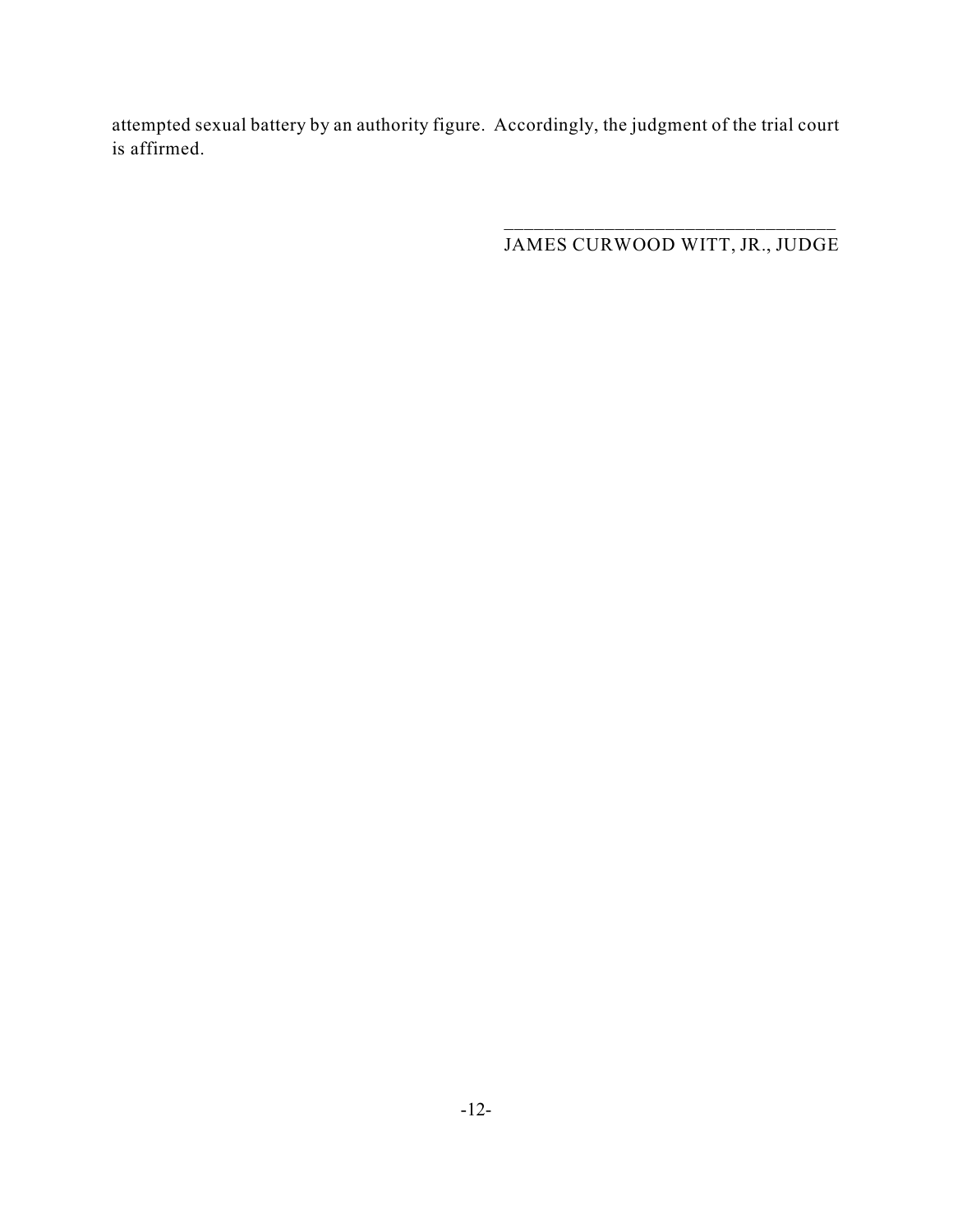attempted sexual battery by an authority figure. Accordingly, the judgment of the trial court is affirmed.

\_\_\_\_\_\_\_\_\_\_\_\_\_\_\_\_\_\_\_\_\_\_\_\_\_\_\_\_\_\_\_\_\_\_

JAMES CURWOOD WITT, JR., JUDGE